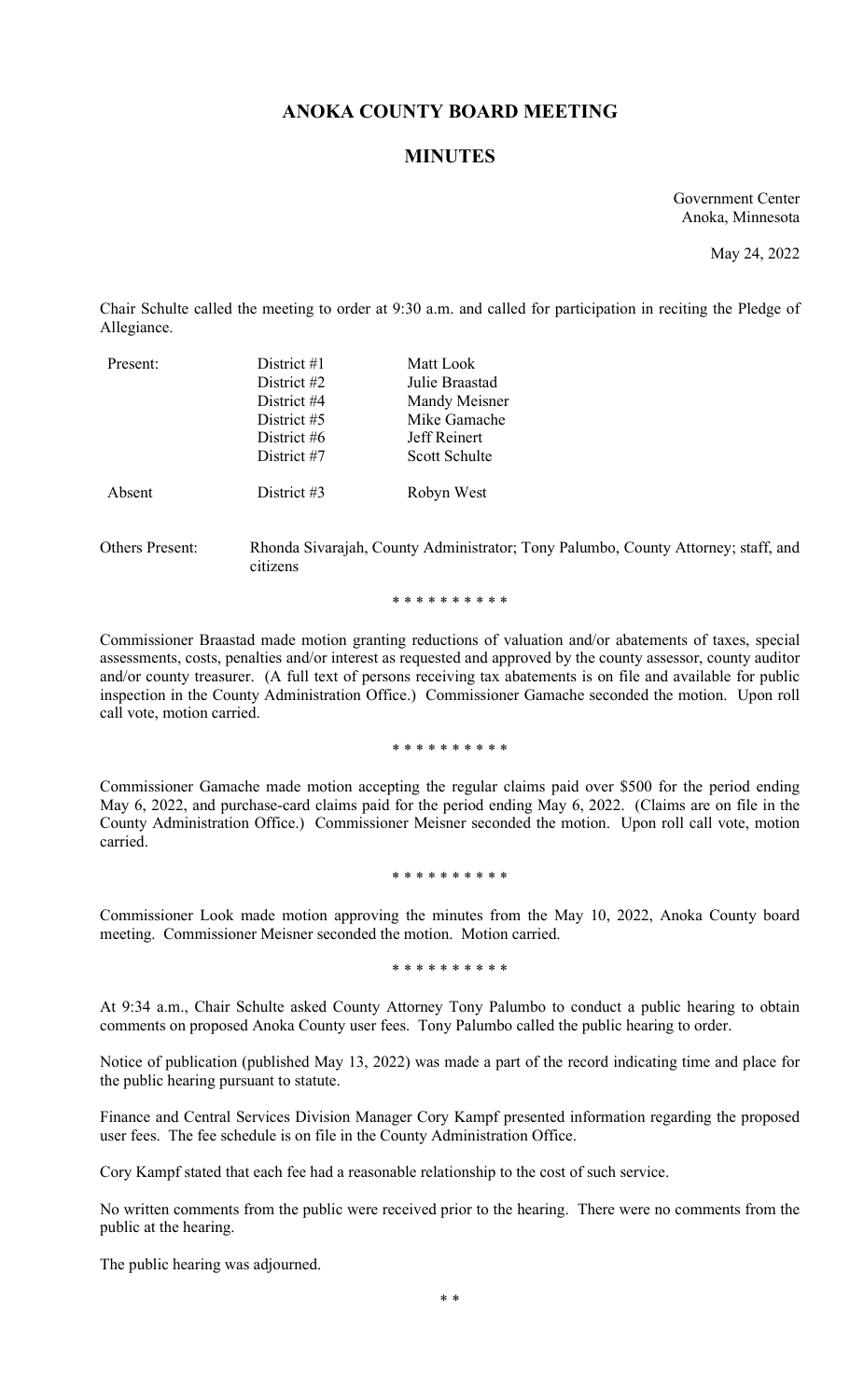# ANOKA COUNTY BOARD MEETING

## MINUTES

Government Center
Anoka, Minnesota

May 24, 2022

Chair Schulte called the meeting to order at 9:30 a.m. and called for participation in reciting the Pledge of Allegiance.

| | | |
|---|---|---|
| Present: | District #1 | Matt Look |
| | District #2 | Julie Braastad |
| | District #4 | Mandy Meisner |
| | District #5 | Mike Gamache |
| | District #6 | Jeff Reinert |
| | District #7 | Scott Schulte |
| Absent | District #3 | Robyn West |

Others Present: Rhonda Sivarajah, County Administrator; Tony Palumbo, County Attorney; staff, and citizens

\* \* \* \* \* \* \* \* \* \*

Commissioner Braastad made motion granting reductions of valuation and/or abatements of taxes, special assessments, costs, penalties and/or interest as requested and approved by the county assessor, county auditor and/or county treasurer. (A full text of persons receiving tax abatements is on file and available for public inspection in the County Administration Office.) Commissioner Gamache seconded the motion. Upon roll call vote, motion carried.

\* \* \* \* \* \* \* \* \* \*

Commissioner Gamache made motion accepting the regular claims paid over $500 for the period ending May 6, 2022, and purchase-card claims paid for the period ending May 6, 2022. (Claims are on file in the County Administration Office.) Commissioner Meisner seconded the motion. Upon roll call vote, motion carried.

\* \* \* \* \* \* \* \* \* \*

Commissioner Look made motion approving the minutes from the May 10, 2022, Anoka County board meeting. Commissioner Meisner seconded the motion. Motion carried.

\* \* \* \* \* \* \* \* \* \*

At 9:34 a.m., Chair Schulte asked County Attorney Tony Palumbo to conduct a public hearing to obtain comments on proposed Anoka County user fees. Tony Palumbo called the public hearing to order.

Notice of publication (published May 13, 2022) was made a part of the record indicating time and place for the public hearing pursuant to statute.

Finance and Central Services Division Manager Cory Kampf presented information regarding the proposed user fees. The fee schedule is on file in the County Administration Office.

Cory Kampf stated that each fee had a reasonable relationship to the cost of such service.

No written comments from the public were received prior to the hearing. There were no comments from the public at the hearing.

The public hearing was adjourned.

\* \*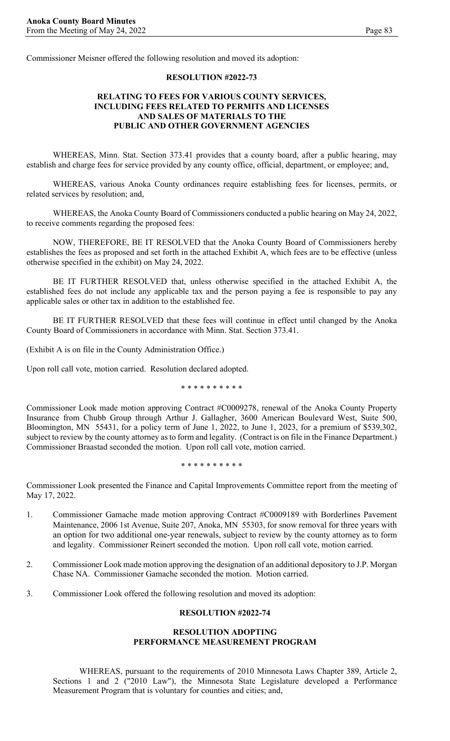Commissioner Meisner offered the following resolution and moved its adoption:

**RESOLUTION #2022-73**

**RELATING TO FEES FOR VARIOUS COUNTY SERVICES, INCLUDING FEES RELATED TO PERMITS AND LICENSES AND SALES OF MATERIALS TO THE PUBLIC AND OTHER GOVERNMENT AGENCIES**

WHEREAS, Minn. Stat. Section 373.41 provides that a county board, after a public hearing, may establish and charge fees for service provided by any county office, official, department, or employee; and,

WHEREAS, various Anoka County ordinances require establishing fees for licenses, permits, or related services by resolution; and,

WHEREAS, the Anoka County Board of Commissioners conducted a public hearing on May 24, 2022, to receive comments regarding the proposed fees:

NOW, THEREFORE, BE IT RESOLVED that the Anoka County Board of Commissioners hereby establishes the fees as proposed and set forth in the attached Exhibit A, which fees are to be effective (unless otherwise specified in the exhibit) on May 24, 2022.

BE IT FURTHER RESOLVED that, unless otherwise specified in the attached Exhibit A, the established fees do not include any applicable tax and the person paying a fee is responsible to pay any applicable sales or other tax in addition to the established fee.

BE IT FURTHER RESOLVED that these fees will continue in effect until changed by the Anoka County Board of Commissioners in accordance with Minn. Stat. Section 373.41.

(Exhibit A is on file in the County Administration Office.)

Upon roll call vote, motion carried. Resolution declared adopted.

\* \* \* \* \* \* \* \* \* \*

Commissioner Look made motion approving Contract #C0009278, renewal of the Anoka County Property Insurance from Chubb Group through Arthur J. Gallagher, 3600 American Boulevard West, Suite 500, Bloomington, MN 55431, for a policy term of June 1, 2022, to June 1, 2023, for a premium of $539,302, subject to review by the county attorney as to form and legality. (Contract is on file in the Finance Department.) Commissioner Braastad seconded the motion. Upon roll call vote, motion carried.

\* \* \* \* \* \* \* \* \* \*

Commissioner Look presented the Finance and Capital Improvements Committee report from the meeting of May 17, 2022.

1. Commissioner Gamache made motion approving Contract #C0009189 with Borderlines Pavement Maintenance, 2006 1st Avenue, Suite 207, Anoka, MN 55303, for snow removal for three years with an option for two additional one-year renewals, subject to review by the county attorney as to form and legality. Commissioner Reinert seconded the motion. Upon roll call vote, motion carried.

2. Commissioner Look made motion approving the designation of an additional depository to J.P. Morgan Chase NA. Commissioner Gamache seconded the motion. Motion carried.

3. Commissioner Look offered the following resolution and moved its adoption:

**RESOLUTION #2022-74**

**RESOLUTION ADOPTING PERFORMANCE MEASUREMENT PROGRAM**

WHEREAS, pursuant to the requirements of 2010 Minnesota Laws Chapter 389, Article 2, Sections 1 and 2 ("2010 Law"), the Minnesota State Legislature developed a Performance Measurement Program that is voluntary for counties and cities; and,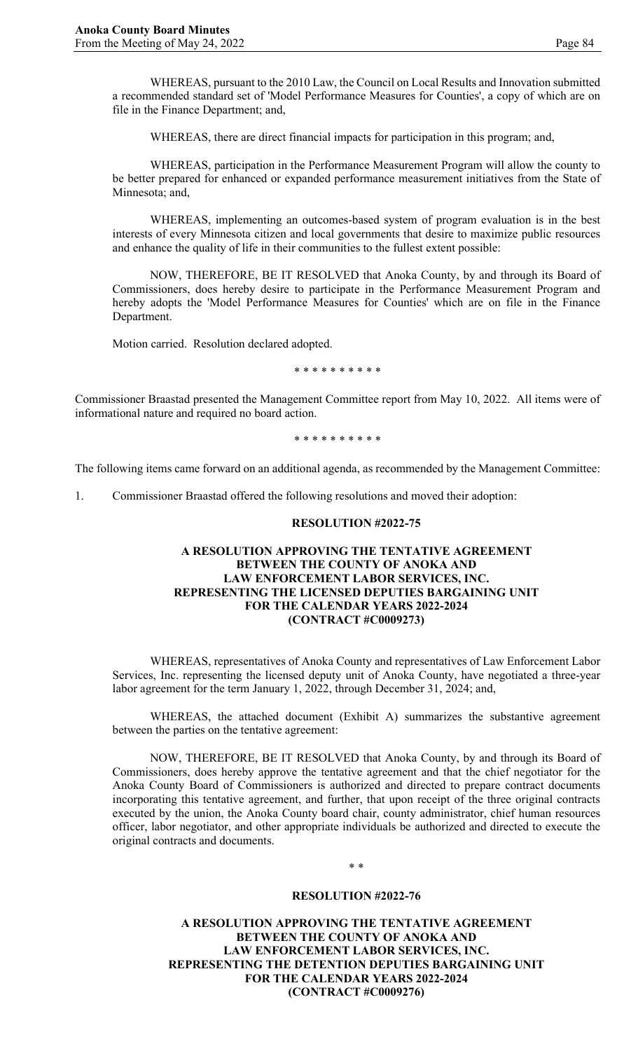WHEREAS, pursuant to the 2010 Law, the Council on Local Results and Innovation submitted a recommended standard set of 'Model Performance Measures for Counties', a copy of which are on file in the Finance Department; and,

WHEREAS, there are direct financial impacts for participation in this program; and,

WHEREAS, participation in the Performance Measurement Program will allow the county to be better prepared for enhanced or expanded performance measurement initiatives from the State of Minnesota; and,

WHEREAS, implementing an outcomes-based system of program evaluation is in the best interests of every Minnesota citizen and local governments that desire to maximize public resources and enhance the quality of life in their communities to the fullest extent possible:

NOW, THEREFORE, BE IT RESOLVED that Anoka County, by and through its Board of Commissioners, does hereby desire to participate in the Performance Measurement Program and hereby adopts the 'Model Performance Measures for Counties' which are on file in the Finance Department.

Motion carried. Resolution declared adopted.

\* \* \* \* \* \* \* \* \* \*

Commissioner Braastad presented the Management Committee report from May 10, 2022. All items were of informational nature and required no board action.

\* \* \* \* \* \* \* \* \* \*

The following items came forward on an additional agenda, as recommended by the Management Committee:

1. Commissioner Braastad offered the following resolutions and moved their adoption:

**RESOLUTION #2022-75**

**A RESOLUTION APPROVING THE TENTATIVE AGREEMENT BETWEEN THE COUNTY OF ANOKA AND LAW ENFORCEMENT LABOR SERVICES, INC. REPRESENTING THE LICENSED DEPUTIES BARGAINING UNIT FOR THE CALENDAR YEARS 2022-2024 (CONTRACT #C0009273)**

WHEREAS, representatives of Anoka County and representatives of Law Enforcement Labor Services, Inc. representing the licensed deputy unit of Anoka County, have negotiated a three-year labor agreement for the term January 1, 2022, through December 31, 2024; and,

WHEREAS, the attached document (Exhibit A) summarizes the substantive agreement between the parties on the tentative agreement:

NOW, THEREFORE, BE IT RESOLVED that Anoka County, by and through its Board of Commissioners, does hereby approve the tentative agreement and that the chief negotiator for the Anoka County Board of Commissioners is authorized and directed to prepare contract documents incorporating this tentative agreement, and further, that upon receipt of the three original contracts executed by the union, the Anoka County board chair, county administrator, chief human resources officer, labor negotiator, and other appropriate individuals be authorized and directed to execute the original contracts and documents.

\* \*

**RESOLUTION #2022-76**

**A RESOLUTION APPROVING THE TENTATIVE AGREEMENT BETWEEN THE COUNTY OF ANOKA AND LAW ENFORCEMENT LABOR SERVICES, INC. REPRESENTING THE DETENTION DEPUTIES BARGAINING UNIT FOR THE CALENDAR YEARS 2022-2024 (CONTRACT #C0009276)**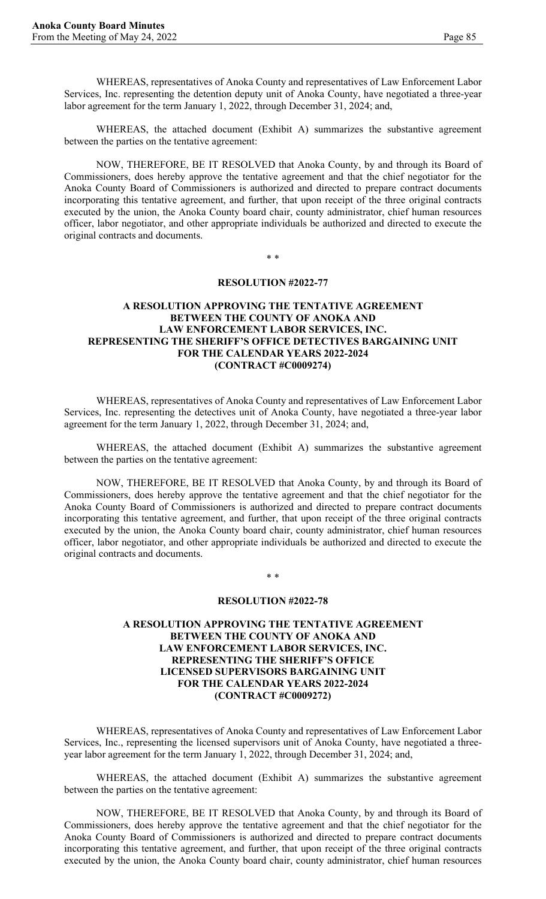WHEREAS, representatives of Anoka County and representatives of Law Enforcement Labor Services, Inc. representing the detention deputy unit of Anoka County, have negotiated a three-year labor agreement for the term January 1, 2022, through December 31, 2024; and,

WHEREAS, the attached document (Exhibit A) summarizes the substantive agreement between the parties on the tentative agreement:

NOW, THEREFORE, BE IT RESOLVED that Anoka County, by and through its Board of Commissioners, does hereby approve the tentative agreement and that the chief negotiator for the Anoka County Board of Commissioners is authorized and directed to prepare contract documents incorporating this tentative agreement, and further, that upon receipt of the three original contracts executed by the union, the Anoka County board chair, county administrator, chief human resources officer, labor negotiator, and other appropriate individuals be authorized and directed to execute the original contracts and documents.

\* \*

**RESOLUTION #2022-77**

**A RESOLUTION APPROVING THE TENTATIVE AGREEMENT BETWEEN THE COUNTY OF ANOKA AND LAW ENFORCEMENT LABOR SERVICES, INC. REPRESENTING THE SHERIFF'S OFFICE DETECTIVES BARGAINING UNIT FOR THE CALENDAR YEARS 2022-2024 (CONTRACT #C0009274)**

WHEREAS, representatives of Anoka County and representatives of Law Enforcement Labor Services, Inc. representing the detectives unit of Anoka County, have negotiated a three-year labor agreement for the term January 1, 2022, through December 31, 2024; and,

WHEREAS, the attached document (Exhibit A) summarizes the substantive agreement between the parties on the tentative agreement:

NOW, THEREFORE, BE IT RESOLVED that Anoka County, by and through its Board of Commissioners, does hereby approve the tentative agreement and that the chief negotiator for the Anoka County Board of Commissioners is authorized and directed to prepare contract documents incorporating this tentative agreement, and further, that upon receipt of the three original contracts executed by the union, the Anoka County board chair, county administrator, chief human resources officer, labor negotiator, and other appropriate individuals be authorized and directed to execute the original contracts and documents.

\* \*

**RESOLUTION #2022-78**

**A RESOLUTION APPROVING THE TENTATIVE AGREEMENT BETWEEN THE COUNTY OF ANOKA AND LAW ENFORCEMENT LABOR SERVICES, INC. REPRESENTING THE SHERIFF'S OFFICE LICENSED SUPERVISORS BARGAINING UNIT FOR THE CALENDAR YEARS 2022-2024 (CONTRACT #C0009272)**

WHEREAS, representatives of Anoka County and representatives of Law Enforcement Labor Services, Inc., representing the licensed supervisors unit of Anoka County, have negotiated a three-year labor agreement for the term January 1, 2022, through December 31, 2024; and,

WHEREAS, the attached document (Exhibit A) summarizes the substantive agreement between the parties on the tentative agreement:

NOW, THEREFORE, BE IT RESOLVED that Anoka County, by and through its Board of Commissioners, does hereby approve the tentative agreement and that the chief negotiator for the Anoka County Board of Commissioners is authorized and directed to prepare contract documents incorporating this tentative agreement, and further, that upon receipt of the three original contracts executed by the union, the Anoka County board chair, county administrator, chief human resources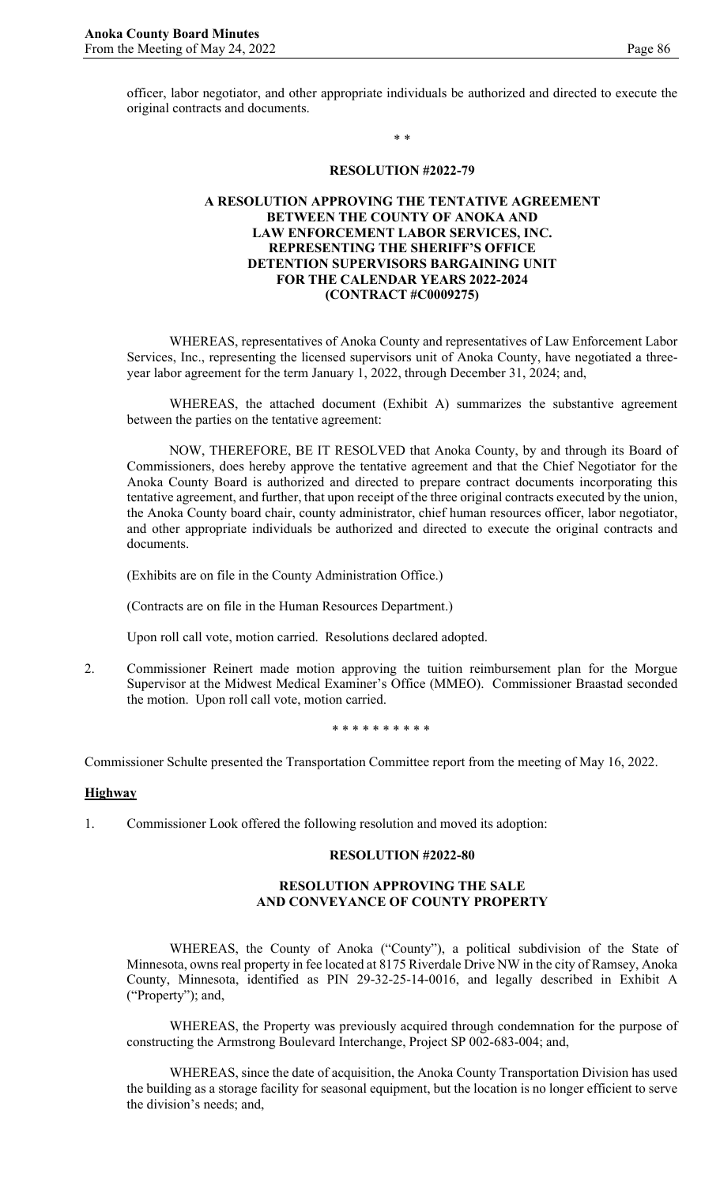officer, labor negotiator, and other appropriate individuals be authorized and directed to execute the original contracts and documents.

\* \*

**RESOLUTION #2022-79**

**A RESOLUTION APPROVING THE TENTATIVE AGREEMENT BETWEEN THE COUNTY OF ANOKA AND LAW ENFORCEMENT LABOR SERVICES, INC. REPRESENTING THE SHERIFF'S OFFICE DETENTION SUPERVISORS BARGAINING UNIT FOR THE CALENDAR YEARS 2022-2024 (CONTRACT #C0009275)**

WHEREAS, representatives of Anoka County and representatives of Law Enforcement Labor Services, Inc., representing the licensed supervisors unit of Anoka County, have negotiated a three-year labor agreement for the term January 1, 2022, through December 31, 2024; and,

WHEREAS, the attached document (Exhibit A) summarizes the substantive agreement between the parties on the tentative agreement:

NOW, THEREFORE, BE IT RESOLVED that Anoka County, by and through its Board of Commissioners, does hereby approve the tentative agreement and that the Chief Negotiator for the Anoka County Board is authorized and directed to prepare contract documents incorporating this tentative agreement, and further, that upon receipt of the three original contracts executed by the union, the Anoka County board chair, county administrator, chief human resources officer, labor negotiator, and other appropriate individuals be authorized and directed to execute the original contracts and documents.

(Exhibits are on file in the County Administration Office.)

(Contracts are on file in the Human Resources Department.)

Upon roll call vote, motion carried. Resolutions declared adopted.

2. Commissioner Reinert made motion approving the tuition reimbursement plan for the Morgue Supervisor at the Midwest Medical Examiner's Office (MMEO). Commissioner Braastad seconded the motion. Upon roll call vote, motion carried.

\* \* \* \* \* \* \* \* \* \*

Commissioner Schulte presented the Transportation Committee report from the meeting of May 16, 2022.

**Highway**

1. Commissioner Look offered the following resolution and moved its adoption:

**RESOLUTION #2022-80**

**RESOLUTION APPROVING THE SALE AND CONVEYANCE OF COUNTY PROPERTY**

WHEREAS, the County of Anoka ("County"), a political subdivision of the State of Minnesota, owns real property in fee located at 8175 Riverdale Drive NW in the city of Ramsey, Anoka County, Minnesota, identified as PIN 29-32-25-14-0016, and legally described in Exhibit A ("Property"); and,

WHEREAS, the Property was previously acquired through condemnation for the purpose of constructing the Armstrong Boulevard Interchange, Project SP 002-683-004; and,

WHEREAS, since the date of acquisition, the Anoka County Transportation Division has used the building as a storage facility for seasonal equipment, but the location is no longer efficient to serve the division's needs; and,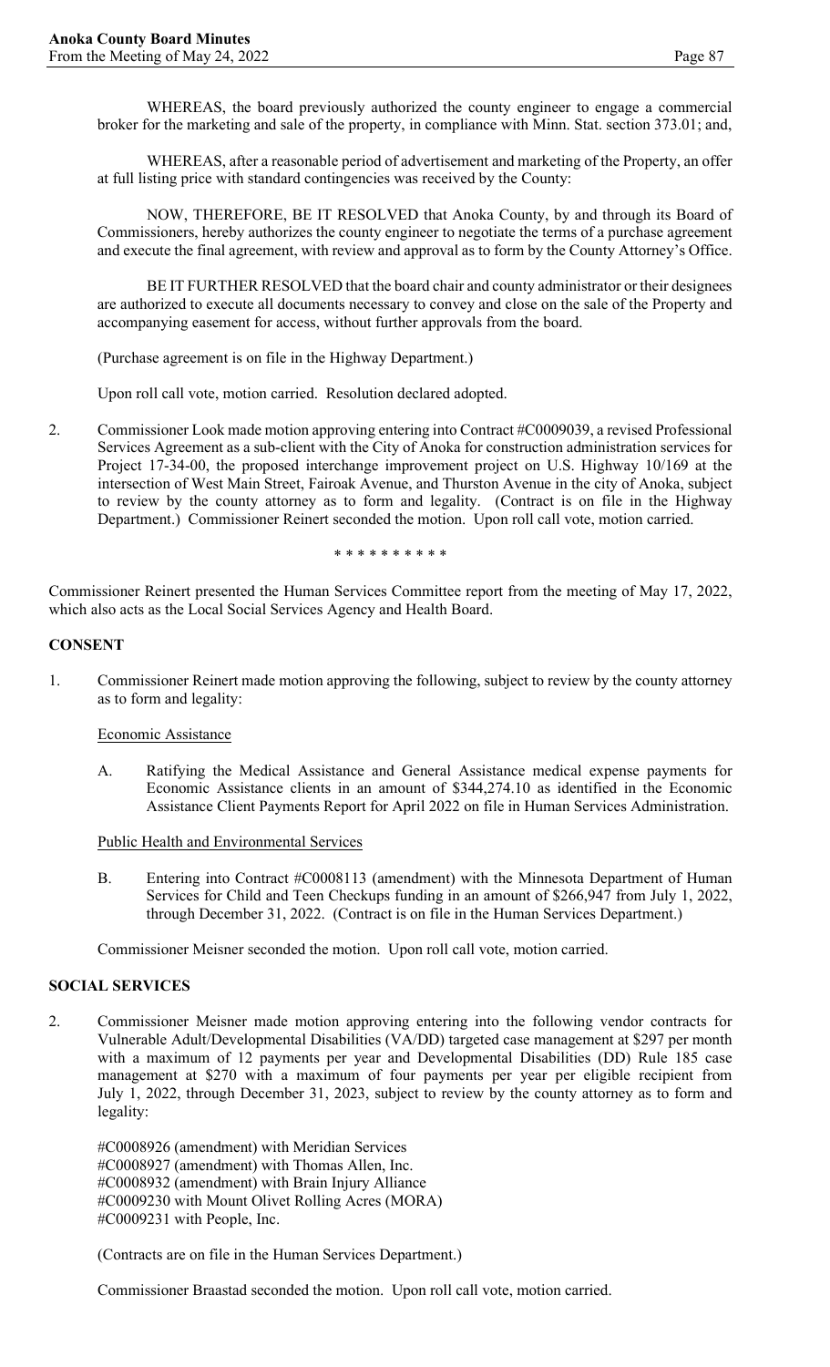WHEREAS, the board previously authorized the county engineer to engage a commercial broker for the marketing and sale of the property, in compliance with Minn. Stat. section 373.01; and,

WHEREAS, after a reasonable period of advertisement and marketing of the Property, an offer at full listing price with standard contingencies was received by the County:

NOW, THEREFORE, BE IT RESOLVED that Anoka County, by and through its Board of Commissioners, hereby authorizes the county engineer to negotiate the terms of a purchase agreement and execute the final agreement, with review and approval as to form by the County Attorney's Office.

BE IT FURTHER RESOLVED that the board chair and county administrator or their designees are authorized to execute all documents necessary to convey and close on the sale of the Property and accompanying easement for access, without further approvals from the board.

(Purchase agreement is on file in the Highway Department.)

Upon roll call vote, motion carried. Resolution declared adopted.

2. Commissioner Look made motion approving entering into Contract #C0009039, a revised Professional Services Agreement as a sub-client with the City of Anoka for construction administration services for Project 17-34-00, the proposed interchange improvement project on U.S. Highway 10/169 at the intersection of West Main Street, Fairoak Avenue, and Thurston Avenue in the city of Anoka, subject to review by the county attorney as to form and legality. (Contract is on file in the Highway Department.) Commissioner Reinert seconded the motion. Upon roll call vote, motion carried.

\* \* \* \* \* \* \* \* \* \*

Commissioner Reinert presented the Human Services Committee report from the meeting of May 17, 2022, which also acts as the Local Social Services Agency and Health Board.

**CONSENT**

1. Commissioner Reinert made motion approving the following, subject to review by the county attorney as to form and legality:

   Economic Assistance

   A. Ratifying the Medical Assistance and General Assistance medical expense payments for Economic Assistance clients in an amount of $344,274.10 as identified in the Economic Assistance Client Payments Report for April 2022 on file in Human Services Administration.

   Public Health and Environmental Services

   B. Entering into Contract #C0008113 (amendment) with the Minnesota Department of Human Services for Child and Teen Checkups funding in an amount of $266,947 from July 1, 2022, through December 31, 2022. (Contract is on file in the Human Services Department.)

   Commissioner Meisner seconded the motion. Upon roll call vote, motion carried.

**SOCIAL SERVICES**

2. Commissioner Meisner made motion approving entering into the following vendor contracts for Vulnerable Adult/Developmental Disabilities (VA/DD) targeted case management at $297 per month with a maximum of 12 payments per year and Developmental Disabilities (DD) Rule 185 case management at $270 with a maximum of four payments per year per eligible recipient from July 1, 2022, through December 31, 2023, subject to review by the county attorney as to form and legality:

   #C0008926 (amendment) with Meridian Services
   #C0008927 (amendment) with Thomas Allen, Inc.
   #C0008932 (amendment) with Brain Injury Alliance
   #C0009230 with Mount Olivet Rolling Acres (MORA)
   #C0009231 with People, Inc.

   (Contracts are on file in the Human Services Department.)

   Commissioner Braastad seconded the motion. Upon roll call vote, motion carried.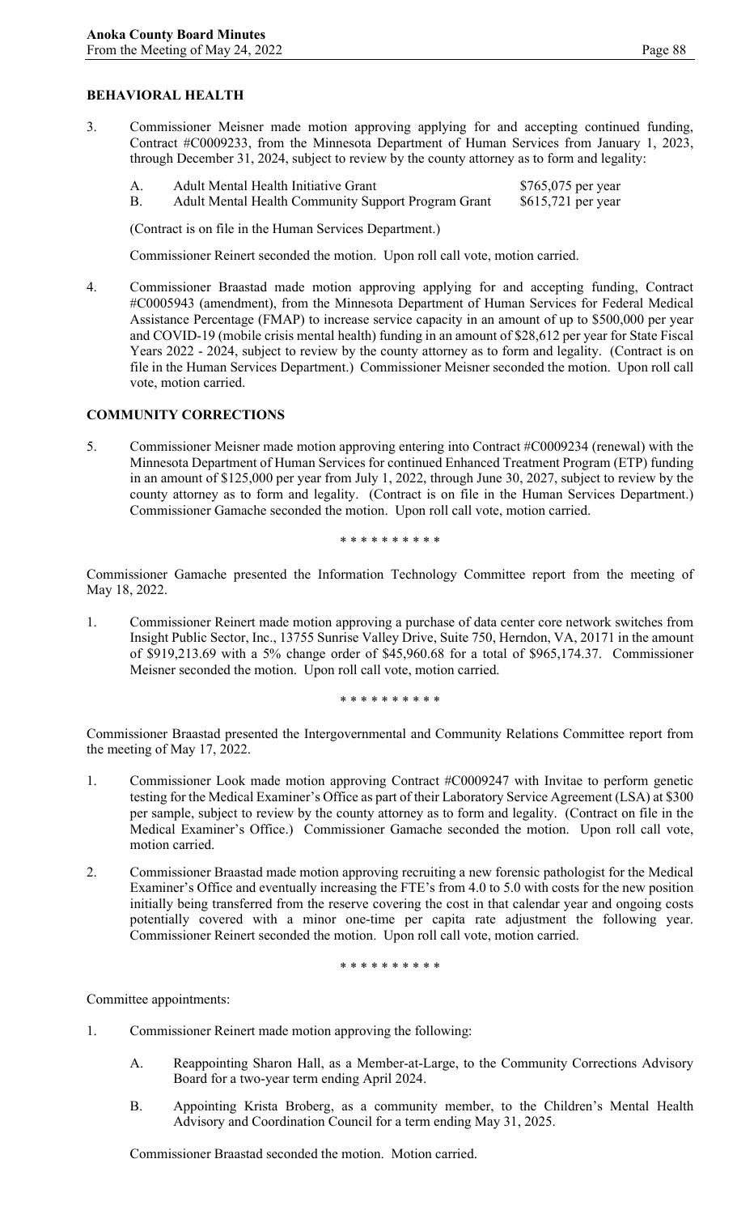## BEHAVIORAL HEALTH

3. Commissioner Meisner made motion approving applying for and accepting continued funding, Contract #C0009233, from the Minnesota Department of Human Services from January 1, 2023, through December 31, 2024, subject to review by the county attorney as to form and legality:

   A. Adult Mental Health Initiative Grant $765,075 per year
   B. Adult Mental Health Community Support Program Grant $615,721 per year

   (Contract is on file in the Human Services Department.)

   Commissioner Reinert seconded the motion. Upon roll call vote, motion carried.

4. Commissioner Braastad made motion approving applying for and accepting funding, Contract #C0005943 (amendment), from the Minnesota Department of Human Services for Federal Medical Assistance Percentage (FMAP) to increase service capacity in an amount of up to $500,000 per year and COVID-19 (mobile crisis mental health) funding in an amount of $28,612 per year for State Fiscal Years 2022 - 2024, subject to review by the county attorney as to form and legality. (Contract is on file in the Human Services Department.) Commissioner Meisner seconded the motion. Upon roll call vote, motion carried.

## COMMUNITY CORRECTIONS

5. Commissioner Meisner made motion approving entering into Contract #C0009234 (renewal) with the Minnesota Department of Human Services for continued Enhanced Treatment Program (ETP) funding in an amount of $125,000 per year from July 1, 2022, through June 30, 2027, subject to review by the county attorney as to form and legality. (Contract is on file in the Human Services Department.) Commissioner Gamache seconded the motion. Upon roll call vote, motion carried.

* * * * * * * * * *

Commissioner Gamache presented the Information Technology Committee report from the meeting of May 18, 2022.

1. Commissioner Reinert made motion approving a purchase of data center core network switches from Insight Public Sector, Inc., 13755 Sunrise Valley Drive, Suite 750, Herndon, VA, 20171 in the amount of $919,213.69 with a 5% change order of $45,960.68 for a total of $965,174.37. Commissioner Meisner seconded the motion. Upon roll call vote, motion carried.

* * * * * * * * * *

Commissioner Braastad presented the Intergovernmental and Community Relations Committee report from the meeting of May 17, 2022.

1. Commissioner Look made motion approving Contract #C0009247 with Invitae to perform genetic testing for the Medical Examiner's Office as part of their Laboratory Service Agreement (LSA) at $300 per sample, subject to review by the county attorney as to form and legality. (Contract on file in the Medical Examiner's Office.) Commissioner Gamache seconded the motion. Upon roll call vote, motion carried.

2. Commissioner Braastad made motion approving recruiting a new forensic pathologist for the Medical Examiner's Office and eventually increasing the FTE's from 4.0 to 5.0 with costs for the new position initially being transferred from the reserve covering the cost in that calendar year and ongoing costs potentially covered with a minor one-time per capita rate adjustment the following year. Commissioner Reinert seconded the motion. Upon roll call vote, motion carried.

* * * * * * * * * *

Committee appointments:

1. Commissioner Reinert made motion approving the following:

   A. Reappointing Sharon Hall, as a Member-at-Large, to the Community Corrections Advisory Board for a two-year term ending April 2024.

   B. Appointing Krista Broberg, as a community member, to the Children's Mental Health Advisory and Coordination Council for a term ending May 31, 2025.

   Commissioner Braastad seconded the motion. Motion carried.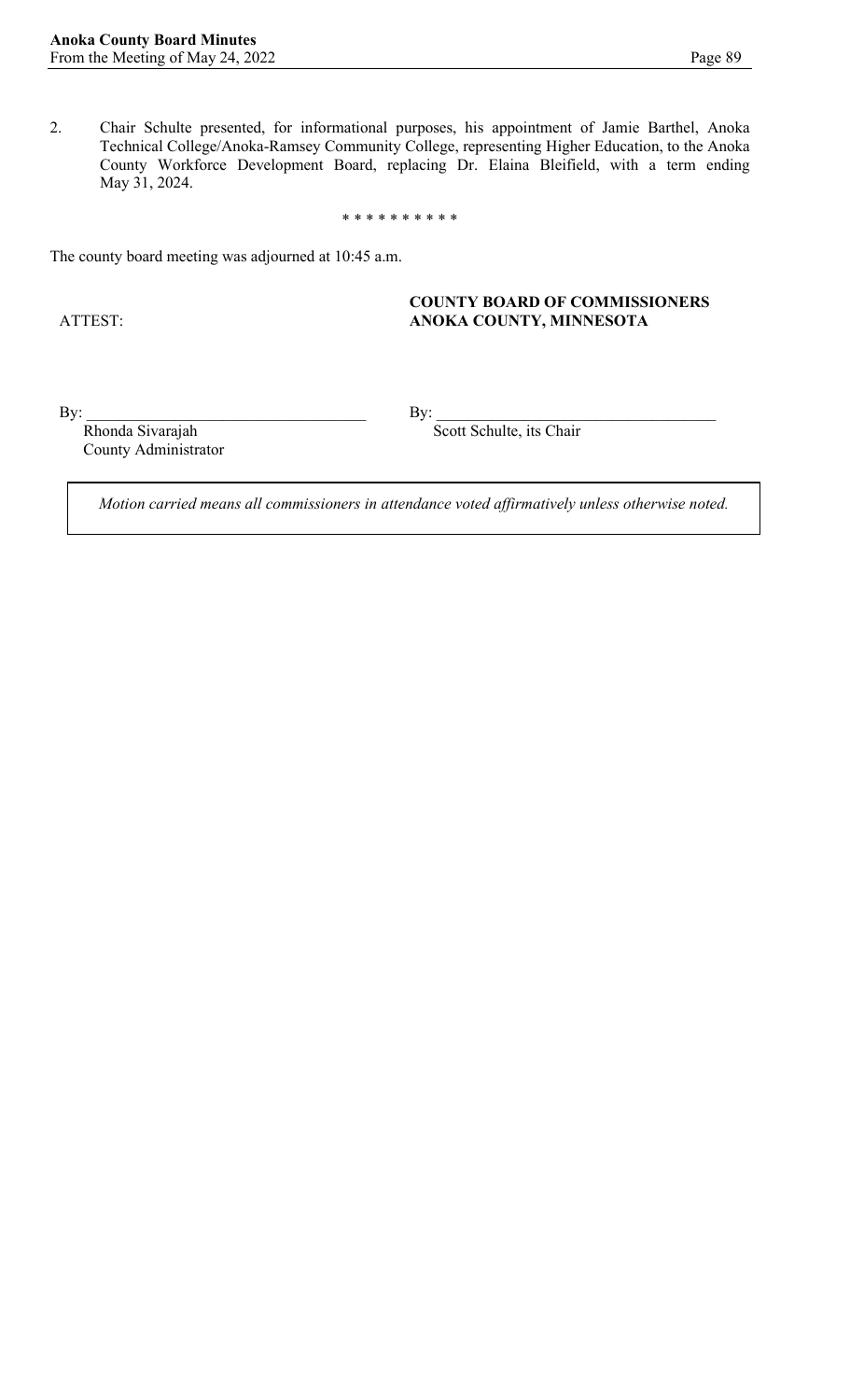2. Chair Schulte presented, for informational purposes, his appointment of Jamie Barthel, Anoka Technical College/Anoka-Ramsey Community College, representing Higher Education, to the Anoka County Workforce Development Board, replacing Dr. Elaina Bleifield, with a term ending May 31, 2024.

\* \* \* \* \* \* \* \* \* \*

The county board meeting was adjourned at 10:45 a.m.

| | |
|---|---|
| ATTEST: | **COUNTY BOARD OF COMMISSIONERS ANOKA COUNTY, MINNESOTA** |
| By: ___________________________________ | By: ___________________________________ |
| Rhonda Sivarajah<br>County Administrator | Scott Schulte, its Chair |

*Motion carried means all commissioners in attendance voted affirmatively unless otherwise noted.*